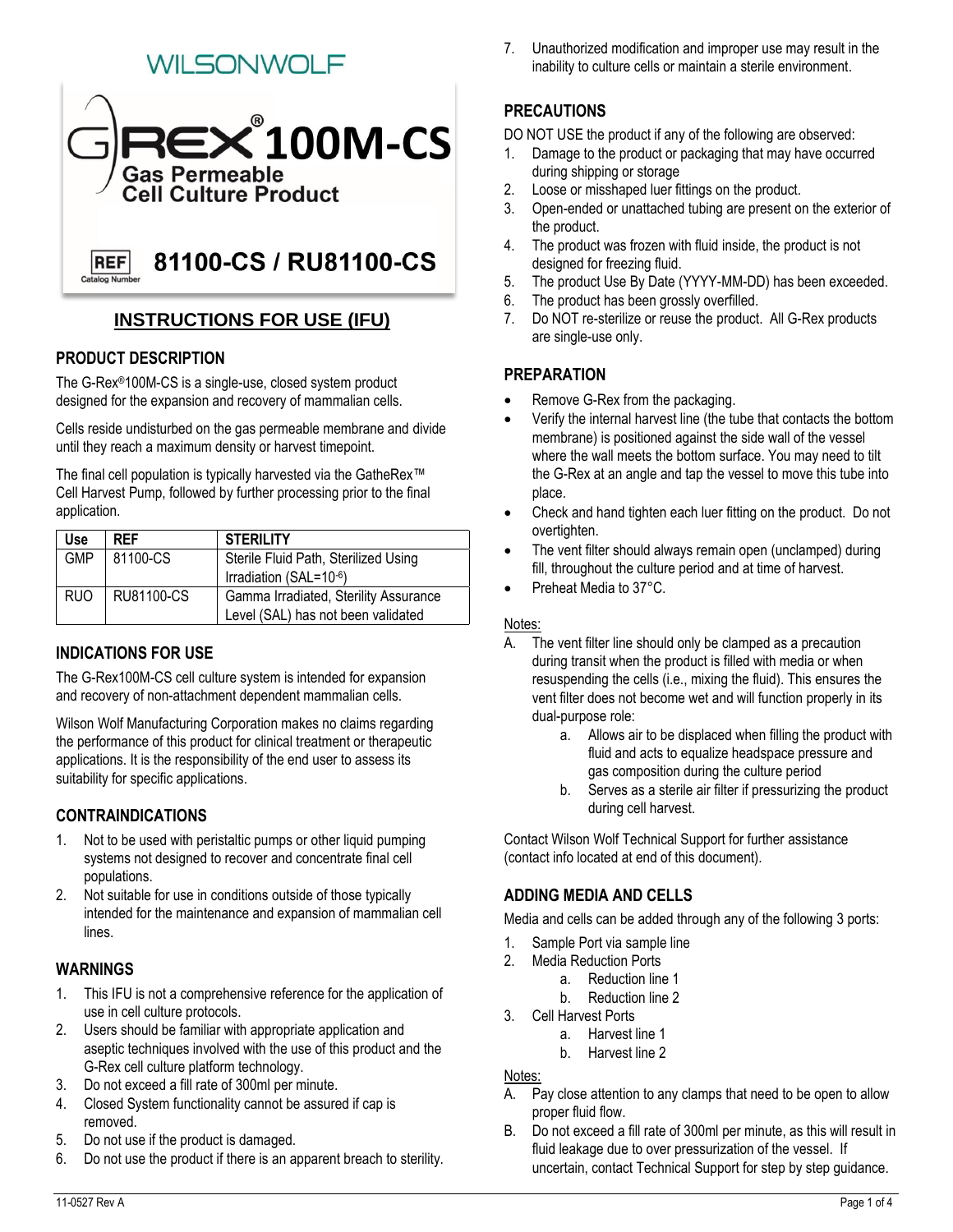WILSONWOLF

# G-REX® 100M-CS

**Gas Permeable Cell Culture Product**

REF Catalog Number **81100-CS / RU81100-CS**

## INSTRUCTIONS FOR USE (IFU)

### PRODUCT DESCRIPTION

The G-Rex®100M-CS is a single-use, closed system product designed for the expansion and recovery of mammalian cells.

Cells reside undisturbed on the gas permeable membrane and divide until they reach a maximum density or harvest timepoint.

The final cell population is typically harvested via the GatheRex™ Cell Harvest Pump, followed by further processing prior to the final application.

| Use | REF | STERILITY |
|---|---|---|
| GMP | 81100-CS | Sterile Fluid Path, Sterilized Using Irradiation (SAL=$10^{-6}$) |
| RUO | RU81100-CS | Gamma Irradiated, Sterility Assurance Level (SAL) has not been validated |

### INDICATIONS FOR USE

The G-Rex100M-CS cell culture system is intended for expansion and recovery of non-attachment dependent mammalian cells.

Wilson Wolf Manufacturing Corporation makes no claims regarding the performance of this product for clinical treatment or therapeutic applications. It is the responsibility of the end user to assess its suitability for specific applications.

### CONTRAINDICATIONS

1. Not to be used with peristaltic pumps or other liquid pumping systems not designed to recover and concentrate final cell populations.
2. Not suitable for use in conditions outside of those typically intended for the maintenance and expansion of mammalian cell lines.

### WARNINGS

1. This IFU is not a comprehensive reference for the application of use in cell culture protocols.
2. Users should be familiar with appropriate application and aseptic techniques involved with the use of this product and the G-Rex cell culture platform technology.
3. Do not exceed a fill rate of 300ml per minute.
4. Closed System functionality cannot be assured if cap is removed.
5. Do not use if the product is damaged.
6. Do not use the product if there is an apparent breach to sterility.
7. Unauthorized modification and improper use may result in the inability to culture cells or maintain a sterile environment.

### PRECAUTIONS

DO NOT USE the product if any of the following are observed:

1. Damage to the product or packaging that may have occurred during shipping or storage
2. Loose or misshaped luer fittings on the product.
3. Open-ended or unattached tubing are present on the exterior of the product.
4. The product was frozen with fluid inside, the product is not designed for freezing fluid.
5. The product Use By Date (YYYY-MM-DD) has been exceeded.
6. The product has been grossly overfilled.
7. Do NOT re-sterilize or reuse the product. All G-Rex products are single-use only.

### PREPARATION

- Remove G-Rex from the packaging.
- Verify the internal harvest line (the tube that contacts the bottom membrane) is positioned against the side wall of the vessel where the wall meets the bottom surface. You may need to tilt the G-Rex at an angle and tap the vessel to move this tube into place.
- Check and hand tighten each luer fitting on the product. Do not overtighten.
- The vent filter should always remain open (unclamped) during fill, throughout the culture period and at time of harvest.
- Preheat Media to 37°C.

Notes:

A. The vent filter line should only be clamped as a precaution during transit when the product is filled with media or when resuspending the cells (i.e., mixing the fluid). This ensures the vent filter does not become wet and will function properly in its dual-purpose role:
   a. Allows air to be displaced when filling the product with fluid and acts to equalize headspace pressure and gas composition during the culture period
   b. Serves as a sterile air filter if pressurizing the product during cell harvest.

Contact Wilson Wolf Technical Support for further assistance (contact info located at end of this document).

### ADDING MEDIA AND CELLS

Media and cells can be added through any of the following 3 ports:

1. Sample Port via sample line
2. Media Reduction Ports
   a. Reduction line 1
   b. Reduction line 2
3. Cell Harvest Ports
   a. Harvest line 1
   b. Harvest line 2

Notes:

A. Pay close attention to any clamps that need to be open to allow proper fluid flow.
B. Do not exceed a fill rate of 300ml per minute, as this will result in fluid leakage due to over pressurization of the vessel. If uncertain, contact Technical Support for step by step guidance.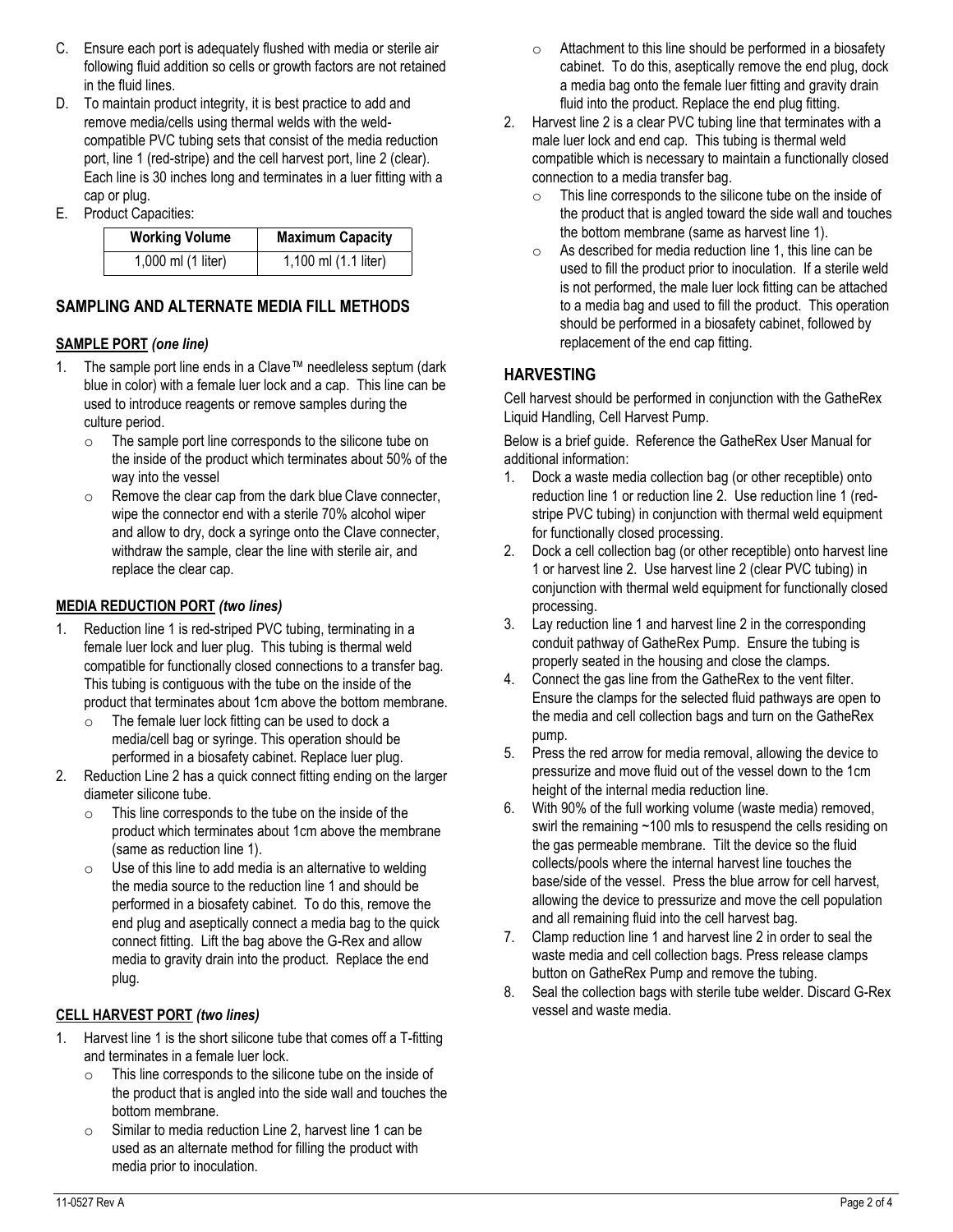C. Ensure each port is adequately flushed with media or sterile air following fluid addition so cells or growth factors are not retained in the fluid lines.

D. To maintain product integrity, it is best practice to add and remove media/cells using thermal welds with the weld-compatible PVC tubing sets that consist of the media reduction port, line 1 (red-stripe) and the cell harvest port, line 2 (clear). Each line is 30 inches long and terminates in a luer fitting with a cap or plug.

E. Product Capacities:

| Working Volume | Maximum Capacity |
|---|---|
| 1,000 ml (1 liter) | 1,100 ml (1.1 liter) |

## SAMPLING AND ALTERNATE MEDIA FILL METHODS

### SAMPLE PORT *(one line)*

1. The sample port line ends in a Clave™ needleless septum (dark blue in color) with a female luer lock and a cap. This line can be used to introduce reagents or remove samples during the culture period.
   - The sample port line corresponds to the silicone tube on the inside of the product which terminates about 50% of the way into the vessel
   - Remove the clear cap from the dark blue Clave connecter, wipe the connector end with a sterile 70% alcohol wiper and allow to dry, dock a syringe onto the Clave connecter, withdraw the sample, clear the line with sterile air, and replace the clear cap.

### MEDIA REDUCTION PORT *(two lines)*

1. Reduction line 1 is red-striped PVC tubing, terminating in a female luer lock and luer plug. This tubing is thermal weld compatible for functionally closed connections to a transfer bag. This tubing is contiguous with the tube on the inside of the product that terminates about 1cm above the bottom membrane.
   - The female luer lock fitting can be used to dock a media/cell bag or syringe. This operation should be performed in a biosafety cabinet. Replace luer plug.
2. Reduction Line 2 has a quick connect fitting ending on the larger diameter silicone tube.
   - This line corresponds to the tube on the inside of the product which terminates about 1cm above the membrane (same as reduction line 1).
   - Use of this line to add media is an alternative to welding the media source to the reduction line 1 and should be performed in a biosafety cabinet. To do this, remove the end plug and aseptically connect a media bag to the quick connect fitting. Lift the bag above the G-Rex and allow media to gravity drain into the product. Replace the end plug.

### CELL HARVEST PORT *(two lines)*

1. Harvest line 1 is the short silicone tube that comes off a T-fitting and terminates in a female luer lock.
   - This line corresponds to the silicone tube on the inside of the product that is angled into the side wall and touches the bottom membrane.
   - Similar to media reduction Line 2, harvest line 1 can be used as an alternate method for filling the product with media prior to inoculation.
   - Attachment to this line should be performed in a biosafety cabinet. To do this, aseptically remove the end plug, dock a media bag onto the female luer fitting and gravity drain fluid into the product. Replace the end plug fitting.
2. Harvest line 2 is a clear PVC tubing line that terminates with a male luer lock and end cap. This tubing is thermal weld compatible which is necessary to maintain a functionally closed connection to a media transfer bag.
   - This line corresponds to the silicone tube on the inside of the product that is angled toward the side wall and touches the bottom membrane (same as harvest line 1).
   - As described for media reduction line 1, this line can be used to fill the product prior to inoculation. If a sterile weld is not performed, the male luer lock fitting can be attached to a media bag and used to fill the product. This operation should be performed in a biosafety cabinet, followed by replacement of the end cap fitting.

## HARVESTING

Cell harvest should be performed in conjunction with the GatheRex Liquid Handling, Cell Harvest Pump.

Below is a brief guide. Reference the GatheRex User Manual for additional information:

1. Dock a waste media collection bag (or other receptible) onto reduction line 1 or reduction line 2. Use reduction line 1 (red-stripe PVC tubing) in conjunction with thermal weld equipment for functionally closed processing.
2. Dock a cell collection bag (or other receptible) onto harvest line 1 or harvest line 2. Use harvest line 2 (clear PVC tubing) in conjunction with thermal weld equipment for functionally closed processing.
3. Lay reduction line 1 and harvest line 2 in the corresponding conduit pathway of GatheRex Pump. Ensure the tubing is properly seated in the housing and close the clamps.
4. Connect the gas line from the GatheRex to the vent filter. Ensure the clamps for the selected fluid pathways are open to the media and cell collection bags and turn on the GatheRex pump.
5. Press the red arrow for media removal, allowing the device to pressurize and move fluid out of the vessel down to the 1cm height of the internal media reduction line.
6. With 90% of the full working volume (waste media) removed, swirl the remaining ~100 mls to resuspend the cells residing on the gas permeable membrane. Tilt the device so the fluid collects/pools where the internal harvest line touches the base/side of the vessel. Press the blue arrow for cell harvest, allowing the device to pressurize and move the cell population and all remaining fluid into the cell harvest bag.
7. Clamp reduction line 1 and harvest line 2 in order to seal the waste media and cell collection bags. Press release clamps button on GatheRex Pump and remove the tubing.
8. Seal the collection bags with sterile tube welder. Discard G-Rex vessel and waste media.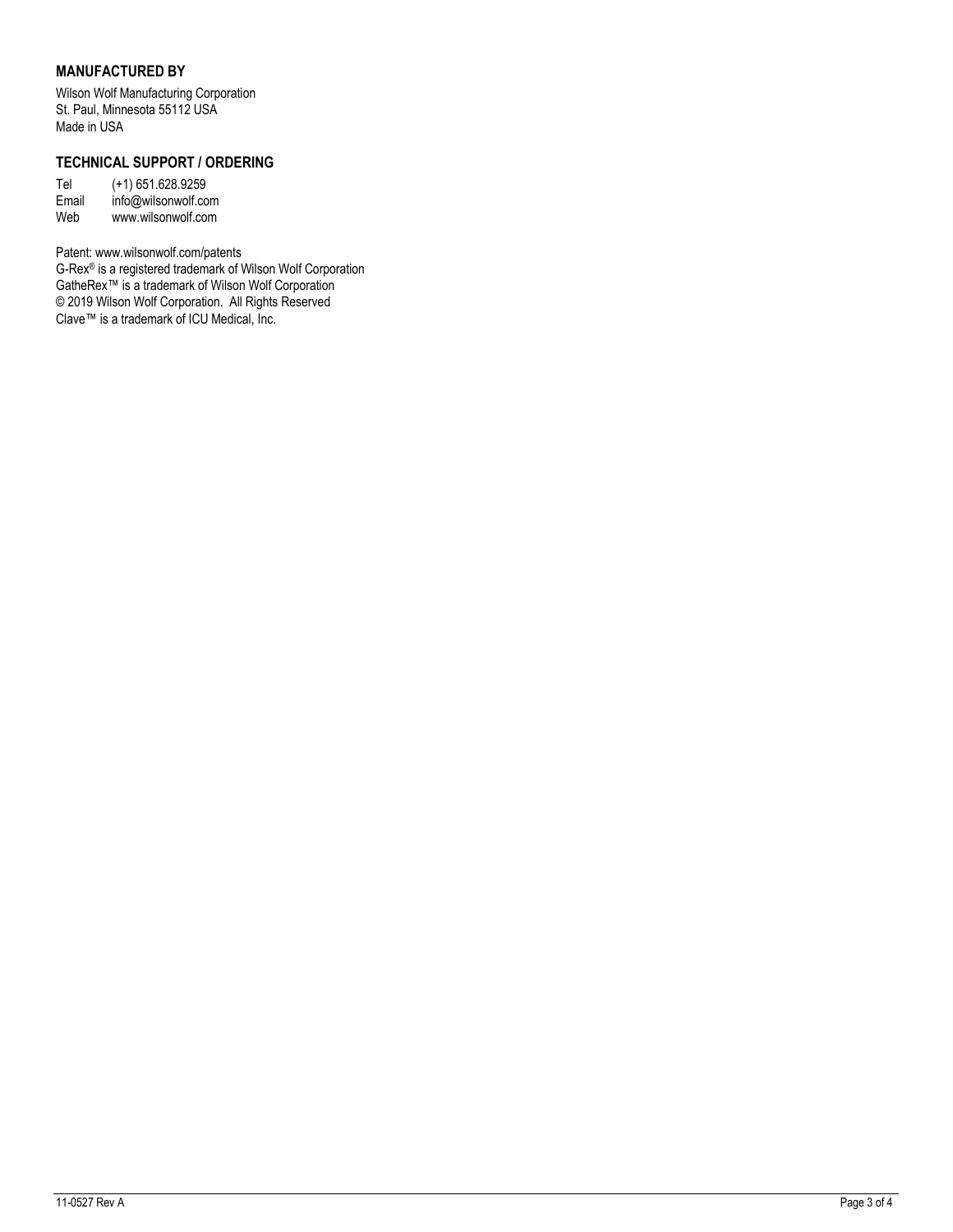## MANUFACTURED BY

Wilson Wolf Manufacturing Corporation
St. Paul, Minnesota 55112 USA
Made in USA

## TECHNICAL SUPPORT / ORDERING

Tel (+1) 651.628.9259
Email info@wilsonwolf.com
Web www.wilsonwolf.com

Patent: www.wilsonwolf.com/patents
G-Rex® is a registered trademark of Wilson Wolf Corporation
GatheRex™ is a trademark of Wilson Wolf Corporation
© 2019 Wilson Wolf Corporation. All Rights Reserved
Clave™ is a trademark of ICU Medical, Inc.

11-0527 Rev A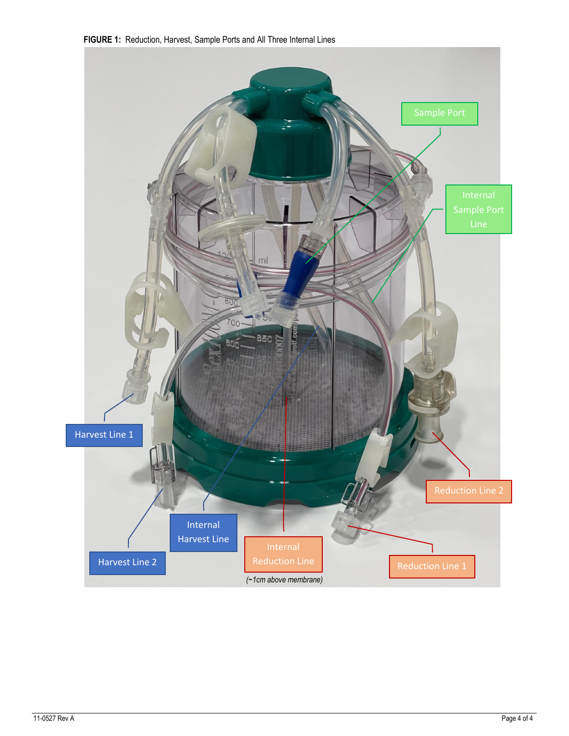**FIGURE 1:** Reduction, Harvest, Sample Ports and All Three Internal Lines

Sample Port

Internal Sample Port Line

Harvest Line 1

Reduction Line 2

Internal Harvest Line

Internal Reduction Line

(~1cm above membrane)

Harvest Line 2

Reduction Line 1